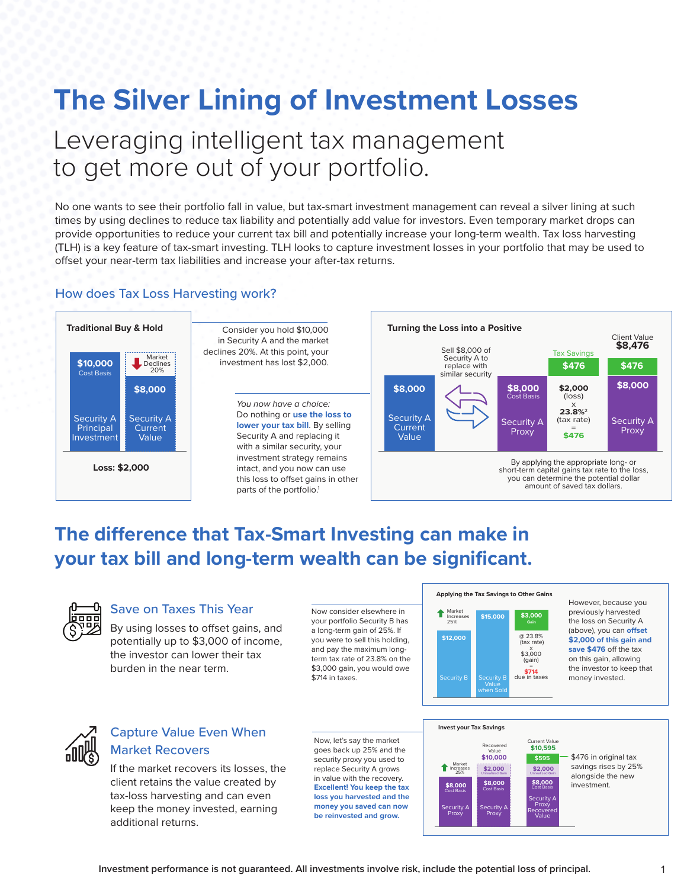# The Silver Lining of Investment Losses

## Leveraging intelligent tax management to get more out of your portfolio.

No one wants to see their portfolio fall in value, but tax-smart investment management can reveal a silver lining at such times by using declines to reduce tax liability and potentially add value for investors. Even temporary market drops can provide opportunities to reduce your current tax bill and potentially increase your long-term wealth. Tax loss harvesting (TLH) is a key feature of tax-smart investing. TLH looks to capture investment losses in your portfolio that may be used to offset your near-term tax liabilities and increase your after-tax returns.

### How does Tax Loss Harvesting work?

**Traditional Buy & Hold**

- $10,000 Cost Basis — Security A Principal Investment
- Market Declines 20%
- $8,000 — Security A Current Value

**Loss: $2,000**

Consider you hold $10,000 in Security A and the market declines 20%. At this point, your investment has lost $2,000.

*You now have a choice:* Do nothing or **use the loss to lower your tax bill**. By selling Security A and replacing it with a similar security, your investment strategy remains intact, and you now can use this loss to offset gains in other parts of the portfolio.[1]

**Turning the Loss into a Positive**

- $8,000 — Security A Current Value
- Sell $8,000 of Security A to replace with similar security
- $8,000 Cost Basis — Security A Proxy
- Tax Savings: $476 — $2,000 (loss) x 23.8%[2] (tax rate) = $476
- Client Value $8,476: $476 + $8,000 Security A Proxy

By applying the appropriate long- or short-term capital gains tax rate to the loss, you can determine the potential dollar amount of saved tax dollars.

## The difference that Tax-Smart Investing can make in your tax bill and long-term wealth can be significant.

### Save on Taxes This Year

By using losses to offset gains, and potentially up to $3,000 of income, the investor can lower their tax burden in the near term.

Now consider elsewhere in your portfolio Security B has a long-term gain of 25%. If you were to sell this holding, and pay the maximum long-term tax rate of 23.8% on the $3,000 gain, you would owe $714 in taxes.

**Applying the Tax Savings to Other Gains**

- $12,000 — Security B
- Market Increases 25%
- $15,000 — Security B Value when Sold
- $3,000 Gain @ 23.8% (tax rate) x $3,000 (gain) = $714 due in taxes

However, because you previously harvested the loss on Security A (above), you can **offset $2,000 of this gain and save $476** off the tax on this gain, allowing the investor to keep that money invested.

### Capture Value Even When Market Recovers

If the market recovers its losses, the client retains the value created by tax-loss harvesting and can even keep the money invested, earning additional returns.

Now, let's say the market goes back up 25% and the security proxy you used to replace Security A grows in value with the recovery. **Excellent! You keep the tax loss you harvested and the money you saved can now be reinvested and grow.**

**Invest your Tax Savings**

- $8,000 Cost Basis — Security A Proxy
- Market Increases 25%
- Recovered Value $10,000: $2,000 Unrealized Gain + $8,000 Cost Basis — Security A Proxy
- Current Value $10,595: $595 + $2,000 Unrealized Gain + $8,000 Cost Basis — Security A Proxy Recovered Value

$476 in original tax savings rises by 25% alongside the new investment.

**Investment performance is not guaranteed. All investments involve risk, include the potential loss of principal.**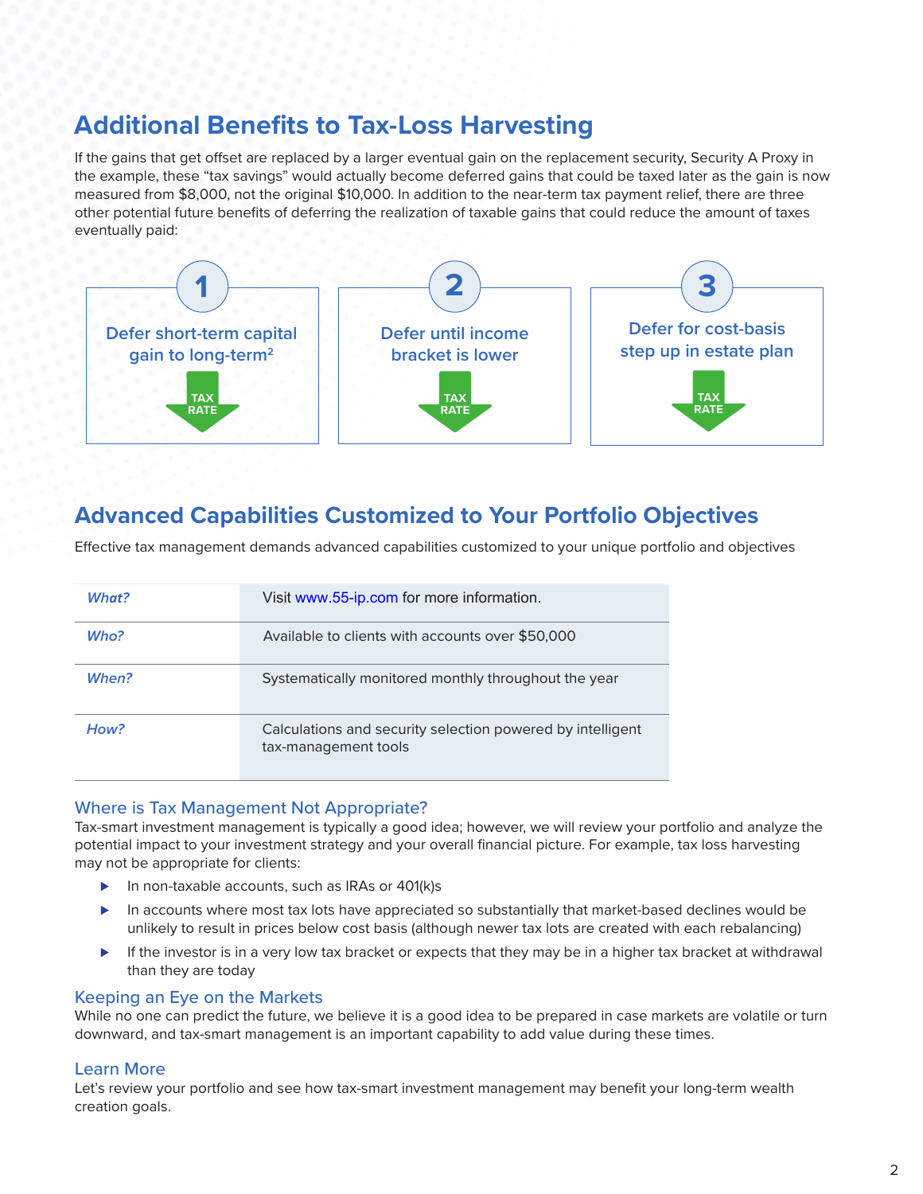## Additional Benefits to Tax-Loss Harvesting

If the gains that get offset are replaced by a larger eventual gain on the replacement security, Security A Proxy in the example, these "tax savings" would actually become deferred gains that could be taxed later as the gain is now measured from $8,000, not the original $10,000. In addition to the near-term tax payment relief, there are three other potential future benefits of deferring the realization of taxable gains that could reduce the amount of taxes eventually paid:

**1** Defer short-term capital gain to long-term[2]

TAX RATE

**2** Defer until income bracket is lower

TAX RATE

**3** Defer for cost-basis step up in estate plan

TAX RATE

## Advanced Capabilities Customized to Your Portfolio Objectives

Effective tax management demands advanced capabilities customized to your unique portfolio and objectives

| | |
|---|---|
| *What?* | Visit www.55-ip.com for more information. |
| *Who?* | Available to clients with accounts over $50,000 |
| *When?* | Systematically monitored monthly throughout the year |
| *How?* | Calculations and security selection powered by intelligent tax-management tools |

### Where is Tax Management Not Appropriate?

Tax-smart investment management is typically a good idea; however, we will review your portfolio and analyze the potential impact to your investment strategy and your overall financial picture. For example, tax loss harvesting may not be appropriate for clients:

- In non-taxable accounts, such as IRAs or 401(k)s
- In accounts where most tax lots have appreciated so substantially that market-based declines would be unlikely to result in prices below cost basis (although newer tax lots are created with each rebalancing)
- If the investor is in a very low tax bracket or expects that they may be in a higher tax bracket at withdrawal than they are today

### Keeping an Eye on the Markets

While no one can predict the future, we believe it is a good idea to be prepared in case markets are volatile or turn downward, and tax-smart management is an important capability to add value during these times.

### Learn More

Let's review your portfolio and see how tax-smart investment management may benefit your long-term wealth creation goals.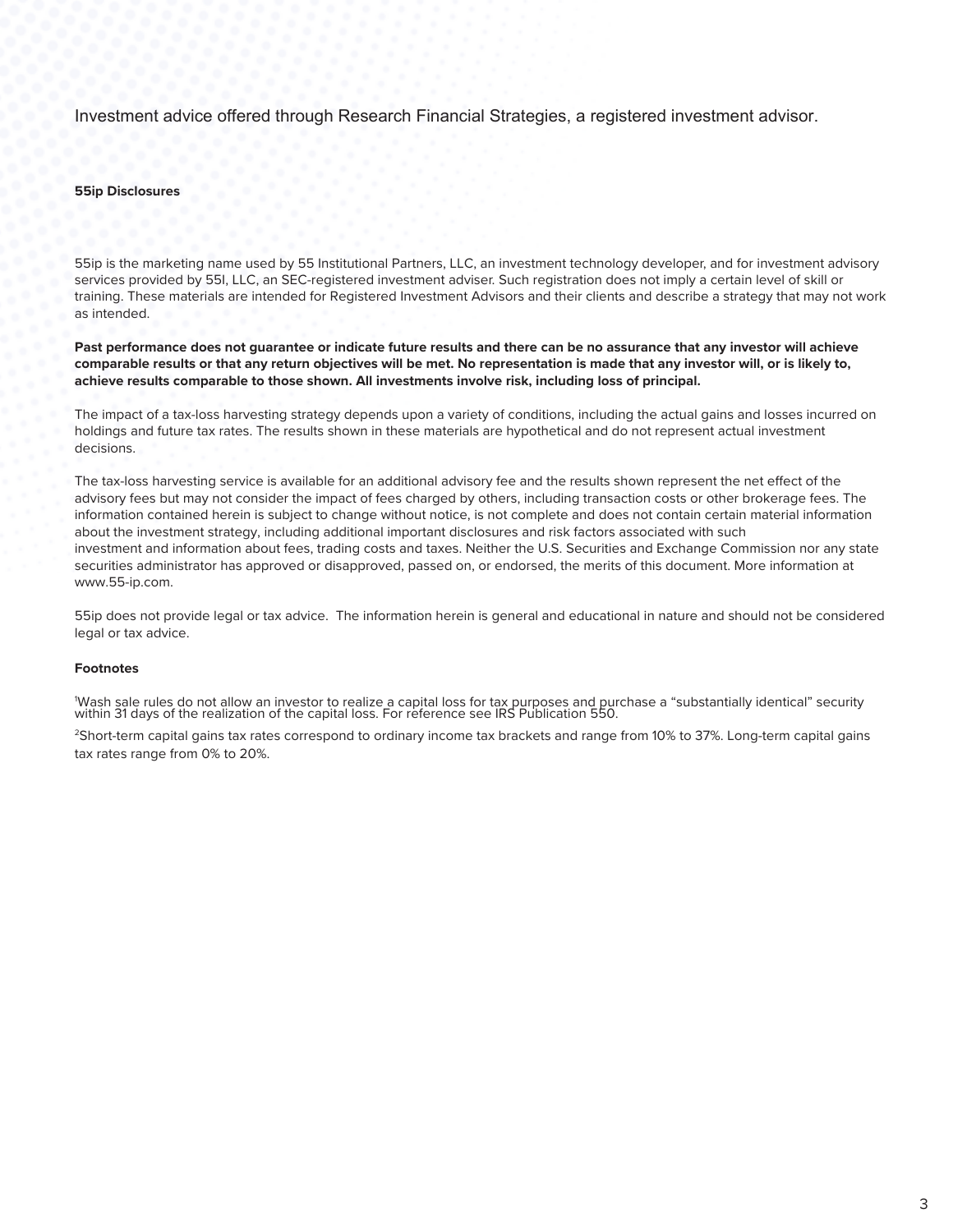Investment advice offered through Research Financial Strategies, a registered investment advisor.

**55ip Disclosures**

55ip is the marketing name used by 55 Institutional Partners, LLC, an investment technology developer, and for investment advisory services provided by 55I, LLC, an SEC-registered investment adviser. Such registration does not imply a certain level of skill or training. These materials are intended for Registered Investment Advisors and their clients and describe a strategy that may not work as intended.

**Past performance does not guarantee or indicate future results and there can be no assurance that any investor will achieve comparable results or that any return objectives will be met. No representation is made that any investor will, or is likely to, achieve results comparable to those shown. All investments involve risk, including loss of principal.**

The impact of a tax-loss harvesting strategy depends upon a variety of conditions, including the actual gains and losses incurred on holdings and future tax rates. The results shown in these materials are hypothetical and do not represent actual investment decisions.

The tax-loss harvesting service is available for an additional advisory fee and the results shown represent the net effect of the advisory fees but may not consider the impact of fees charged by others, including transaction costs or other brokerage fees. The information contained herein is subject to change without notice, is not complete and does not contain certain material information about the investment strategy, including additional important disclosures and risk factors associated with such investment and information about fees, trading costs and taxes. Neither the U.S. Securities and Exchange Commission nor any state securities administrator has approved or disapproved, passed on, or endorsed, the merits of this document. More information at www.55-ip.com.

55ip does not provide legal or tax advice. The information herein is general and educational in nature and should not be considered legal or tax advice.

**Footnotes**

[1]Wash sale rules do not allow an investor to realize a capital loss for tax purposes and purchase a "substantially identical" security within 31 days of the realization of the capital loss. For reference see IRS Publication 550.

[2]Short-term capital gains tax rates correspond to ordinary income tax brackets and range from 10% to 37%. Long-term capital gains tax rates range from 0% to 20%.